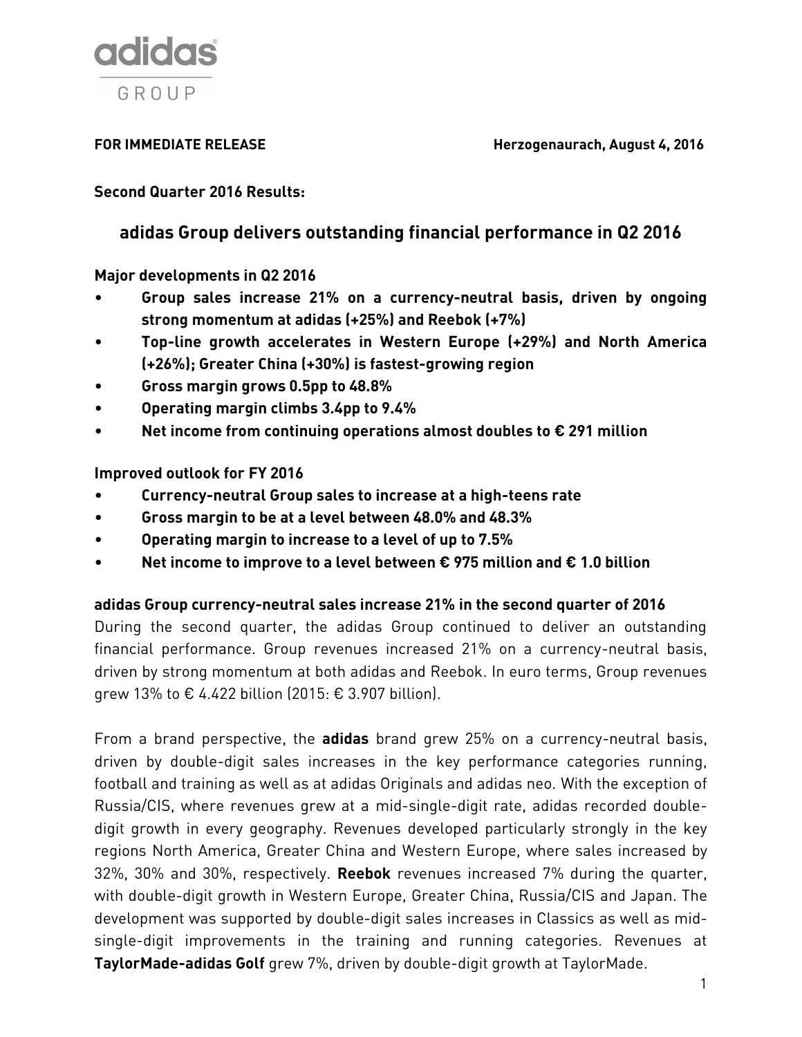adidas GROUP

**FOR IMMEDIATE RELEASE** **Herzogenaurach, August 4, 2016**

**Second Quarter 2016 Results:**

# adidas Group delivers outstanding financial performance in Q2 2016

**Major developments in Q2 2016**

- **Group sales increase 21% on a currency-neutral basis, driven by ongoing strong momentum at adidas (+25%) and Reebok (+7%)**
- **Top-line growth accelerates in Western Europe (+29%) and North America (+26%); Greater China (+30%) is fastest-growing region**
- **Gross margin grows 0.5pp to 48.8%**
- **Operating margin climbs 3.4pp to 9.4%**
- **Net income from continuing operations almost doubles to € 291 million**

**Improved outlook for FY 2016**

- **Currency-neutral Group sales to increase at a high-teens rate**
- **Gross margin to be at a level between 48.0% and 48.3%**
- **Operating margin to increase to a level of up to 7.5%**
- **Net income to improve to a level between € 975 million and € 1.0 billion**

**adidas Group currency-neutral sales increase 21% in the second quarter of 2016**

During the second quarter, the adidas Group continued to deliver an outstanding financial performance. Group revenues increased 21% on a currency-neutral basis, driven by strong momentum at both adidas and Reebok. In euro terms, Group revenues grew 13% to € 4.422 billion (2015: € 3.907 billion).

From a brand perspective, the **adidas** brand grew 25% on a currency-neutral basis, driven by double-digit sales increases in the key performance categories running, football and training as well as at adidas Originals and adidas neo. With the exception of Russia/CIS, where revenues grew at a mid-single-digit rate, adidas recorded double-digit growth in every geography. Revenues developed particularly strongly in the key regions North America, Greater China and Western Europe, where sales increased by 32%, 30% and 30%, respectively. **Reebok** revenues increased 7% during the quarter, with double-digit growth in Western Europe, Greater China, Russia/CIS and Japan. The development was supported by double-digit sales increases in Classics as well as mid-single-digit improvements in the training and running categories. Revenues at **TaylorMade-adidas Golf** grew 7%, driven by double-digit growth at TaylorMade.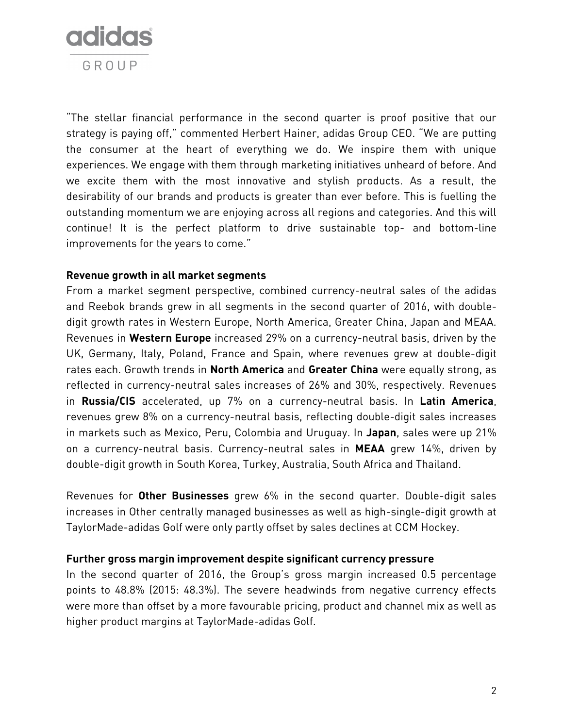"The stellar financial performance in the second quarter is proof positive that our strategy is paying off," commented Herbert Hainer, adidas Group CEO. "We are putting the consumer at the heart of everything we do. We inspire them with unique experiences. We engage with them through marketing initiatives unheard of before. And we excite them with the most innovative and stylish products. As a result, the desirability of our brands and products is greater than ever before. This is fuelling the outstanding momentum we are enjoying across all regions and categories. And this will continue! It is the perfect platform to drive sustainable top- and bottom-line improvements for the years to come."

**Revenue growth in all market segments**

From a market segment perspective, combined currency-neutral sales of the adidas and Reebok brands grew in all segments in the second quarter of 2016, with double-digit growth rates in Western Europe, North America, Greater China, Japan and MEAA. Revenues in **Western Europe** increased 29% on a currency-neutral basis, driven by the UK, Germany, Italy, Poland, France and Spain, where revenues grew at double-digit rates each. Growth trends in **North America** and **Greater China** were equally strong, as reflected in currency-neutral sales increases of 26% and 30%, respectively. Revenues in **Russia/CIS** accelerated, up 7% on a currency-neutral basis. In **Latin America**, revenues grew 8% on a currency-neutral basis, reflecting double-digit sales increases in markets such as Mexico, Peru, Colombia and Uruguay. In **Japan**, sales were up 21% on a currency-neutral basis. Currency-neutral sales in **MEAA** grew 14%, driven by double-digit growth in South Korea, Turkey, Australia, South Africa and Thailand.

Revenues for **Other Businesses** grew 6% in the second quarter. Double-digit sales increases in Other centrally managed businesses as well as high-single-digit growth at TaylorMade-adidas Golf were only partly offset by sales declines at CCM Hockey.

**Further gross margin improvement despite significant currency pressure**

In the second quarter of 2016, the Group's gross margin increased 0.5 percentage points to 48.8% (2015: 48.3%). The severe headwinds from negative currency effects were more than offset by a more favourable pricing, product and channel mix as well as higher product margins at TaylorMade-adidas Golf.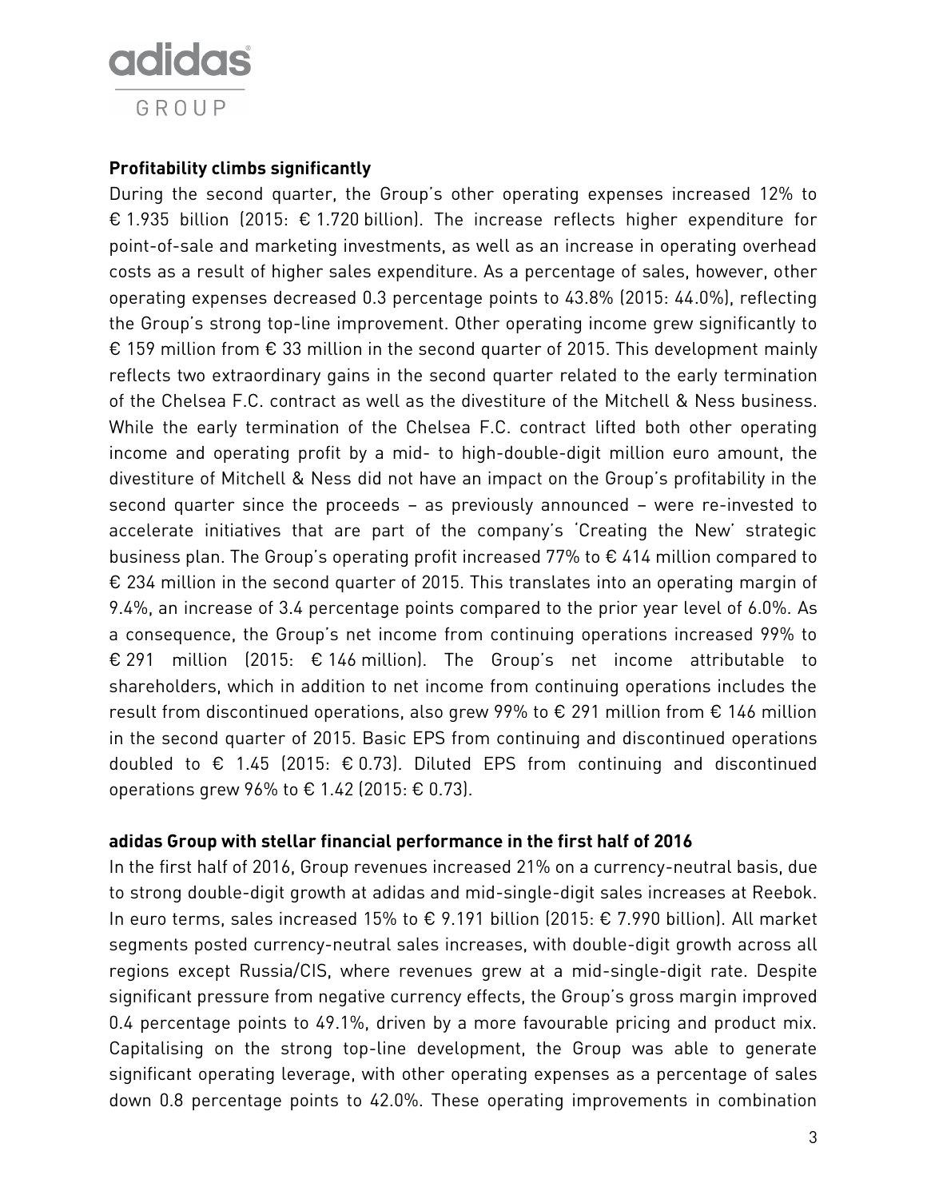**Profitability climbs significantly**

During the second quarter, the Group's other operating expenses increased 12% to € 1.935 billion (2015: € 1.720 billion). The increase reflects higher expenditure for point-of-sale and marketing investments, as well as an increase in operating overhead costs as a result of higher sales expenditure. As a percentage of sales, however, other operating expenses decreased 0.3 percentage points to 43.8% (2015: 44.0%), reflecting the Group's strong top-line improvement. Other operating income grew significantly to € 159 million from € 33 million in the second quarter of 2015. This development mainly reflects two extraordinary gains in the second quarter related to the early termination of the Chelsea F.C. contract as well as the divestiture of the Mitchell & Ness business. While the early termination of the Chelsea F.C. contract lifted both other operating income and operating profit by a mid- to high-double-digit million euro amount, the divestiture of Mitchell & Ness did not have an impact on the Group's profitability in the second quarter since the proceeds – as previously announced – were re-invested to accelerate initiatives that are part of the company's 'Creating the New' strategic business plan. The Group's operating profit increased 77% to € 414 million compared to € 234 million in the second quarter of 2015. This translates into an operating margin of 9.4%, an increase of 3.4 percentage points compared to the prior year level of 6.0%. As a consequence, the Group's net income from continuing operations increased 99% to € 291 million (2015: € 146 million). The Group's net income attributable to shareholders, which in addition to net income from continuing operations includes the result from discontinued operations, also grew 99% to € 291 million from € 146 million in the second quarter of 2015. Basic EPS from continuing and discontinued operations doubled to € 1.45 (2015: € 0.73). Diluted EPS from continuing and discontinued operations grew 96% to € 1.42 (2015: € 0.73).

**adidas Group with stellar financial performance in the first half of 2016**

In the first half of 2016, Group revenues increased 21% on a currency-neutral basis, due to strong double-digit growth at adidas and mid-single-digit sales increases at Reebok. In euro terms, sales increased 15% to € 9.191 billion (2015: € 7.990 billion). All market segments posted currency-neutral sales increases, with double-digit growth across all regions except Russia/CIS, where revenues grew at a mid-single-digit rate. Despite significant pressure from negative currency effects, the Group's gross margin improved 0.4 percentage points to 49.1%, driven by a more favourable pricing and product mix. Capitalising on the strong top-line development, the Group was able to generate significant operating leverage, with other operating expenses as a percentage of sales down 0.8 percentage points to 42.0%. These operating improvements in combination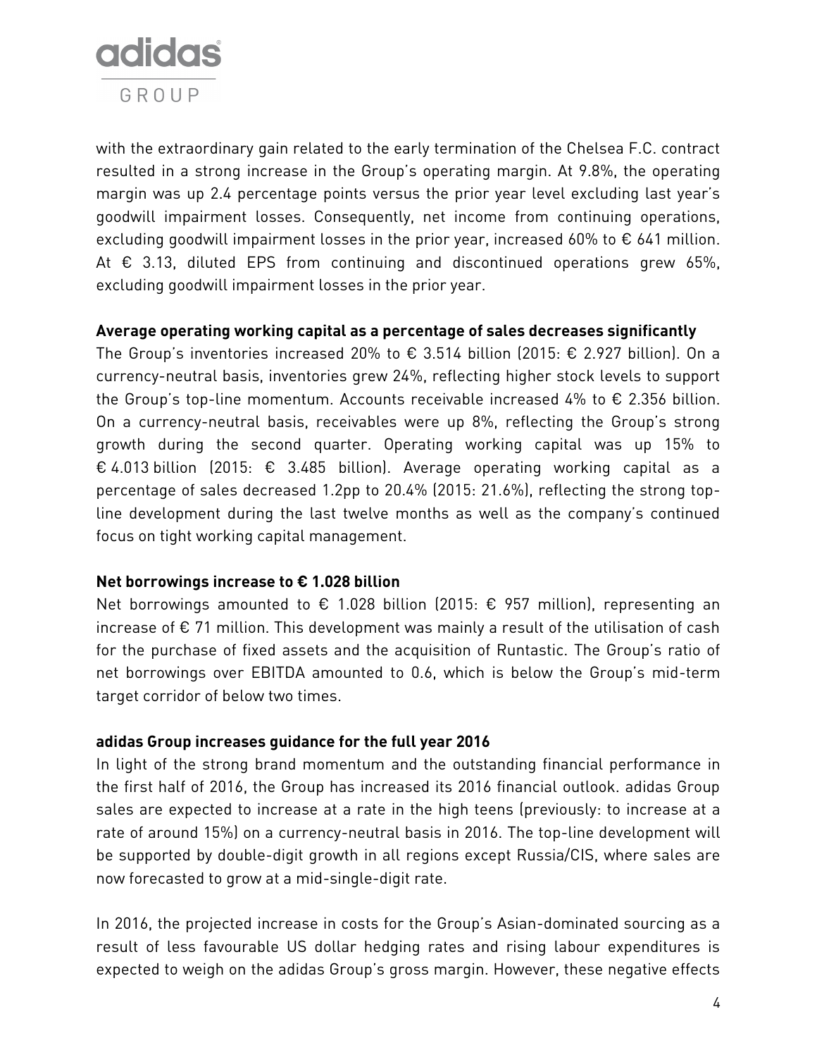with the extraordinary gain related to the early termination of the Chelsea F.C. contract resulted in a strong increase in the Group's operating margin. At 9.8%, the operating margin was up 2.4 percentage points versus the prior year level excluding last year's goodwill impairment losses. Consequently, net income from continuing operations, excluding goodwill impairment losses in the prior year, increased 60% to € 641 million. At € 3.13, diluted EPS from continuing and discontinued operations grew 65%, excluding goodwill impairment losses in the prior year.

**Average operating working capital as a percentage of sales decreases significantly**

The Group's inventories increased 20% to € 3.514 billion (2015: € 2.927 billion). On a currency-neutral basis, inventories grew 24%, reflecting higher stock levels to support the Group's top-line momentum. Accounts receivable increased 4% to € 2.356 billion. On a currency-neutral basis, receivables were up 8%, reflecting the Group's strong growth during the second quarter. Operating working capital was up 15% to € 4.013 billion (2015: € 3.485 billion). Average operating working capital as a percentage of sales decreased 1.2pp to 20.4% (2015: 21.6%), reflecting the strong top-line development during the last twelve months as well as the company's continued focus on tight working capital management.

**Net borrowings increase to € 1.028 billion**

Net borrowings amounted to € 1.028 billion (2015: € 957 million), representing an increase of € 71 million. This development was mainly a result of the utilisation of cash for the purchase of fixed assets and the acquisition of Runtastic. The Group's ratio of net borrowings over EBITDA amounted to 0.6, which is below the Group's mid-term target corridor of below two times.

**adidas Group increases guidance for the full year 2016**

In light of the strong brand momentum and the outstanding financial performance in the first half of 2016, the Group has increased its 2016 financial outlook. adidas Group sales are expected to increase at a rate in the high teens (previously: to increase at a rate of around 15%) on a currency-neutral basis in 2016. The top-line development will be supported by double-digit growth in all regions except Russia/CIS, where sales are now forecasted to grow at a mid-single-digit rate.

In 2016, the projected increase in costs for the Group's Asian-dominated sourcing as a result of less favourable US dollar hedging rates and rising labour expenditures is expected to weigh on the adidas Group's gross margin. However, these negative effects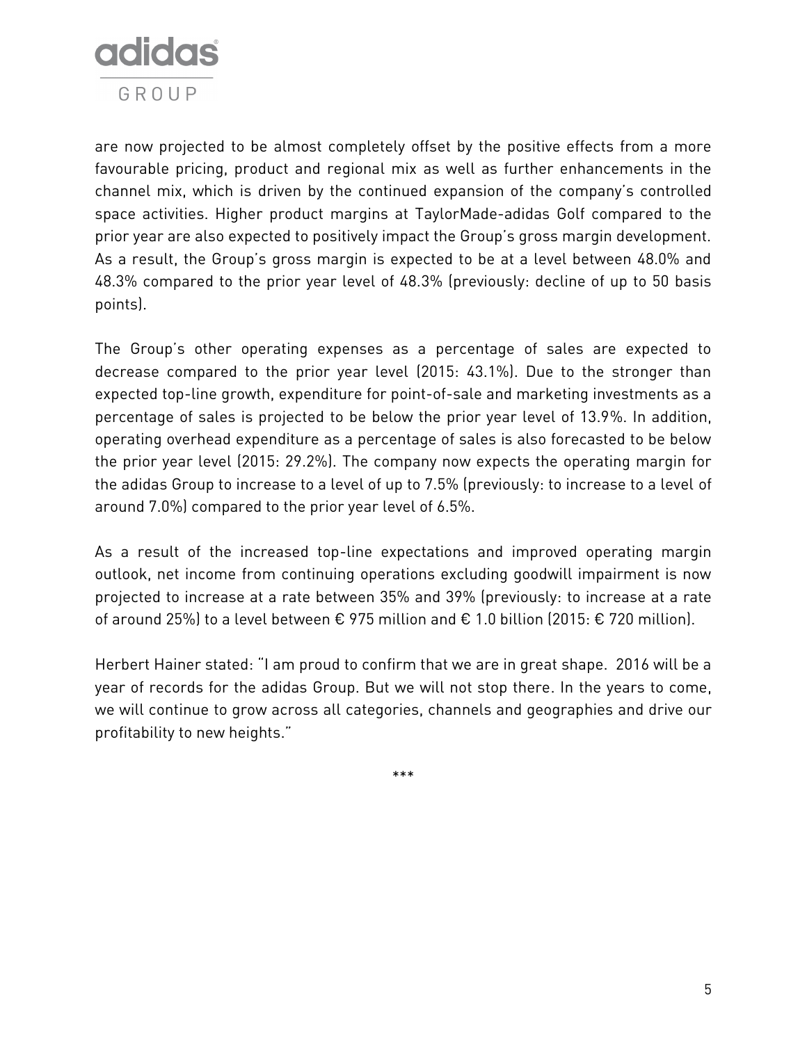are now projected to be almost completely offset by the positive effects from a more favourable pricing, product and regional mix as well as further enhancements in the channel mix, which is driven by the continued expansion of the company's controlled space activities. Higher product margins at TaylorMade-adidas Golf compared to the prior year are also expected to positively impact the Group's gross margin development. As a result, the Group's gross margin is expected to be at a level between 48.0% and 48.3% compared to the prior year level of 48.3% (previously: decline of up to 50 basis points).

The Group's other operating expenses as a percentage of sales are expected to decrease compared to the prior year level (2015: 43.1%). Due to the stronger than expected top-line growth, expenditure for point-of-sale and marketing investments as a percentage of sales is projected to be below the prior year level of 13.9%. In addition, operating overhead expenditure as a percentage of sales is also forecasted to be below the prior year level (2015: 29.2%). The company now expects the operating margin for the adidas Group to increase to a level of up to 7.5% (previously: to increase to a level of around 7.0%) compared to the prior year level of 6.5%.

As a result of the increased top-line expectations and improved operating margin outlook, net income from continuing operations excluding goodwill impairment is now projected to increase at a rate between 35% and 39% (previously: to increase at a rate of around 25%) to a level between € 975 million and € 1.0 billion (2015: € 720 million).

Herbert Hainer stated: "I am proud to confirm that we are in great shape. 2016 will be a year of records for the adidas Group. But we will not stop there. In the years to come, we will continue to grow across all categories, channels and geographies and drive our profitability to new heights."

***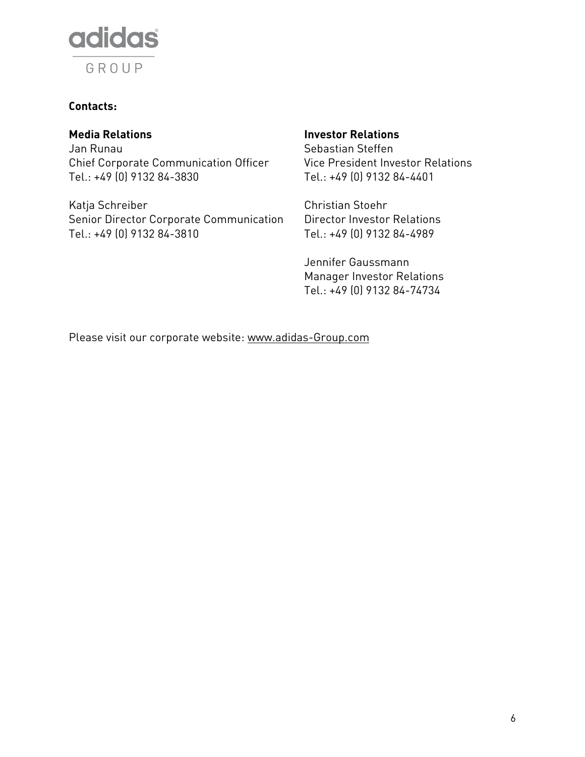**Contacts:**

**Media Relations**
Jan Runau
Chief Corporate Communication Officer
Tel.: +49 (0) 9132 84-3830

Katja Schreiber
Senior Director Corporate Communication
Tel.: +49 (0) 9132 84-3810

**Investor Relations**
Sebastian Steffen
Vice President Investor Relations
Tel.: +49 (0) 9132 84-4401

Christian Stoehr
Director Investor Relations
Tel.: +49 (0) 9132 84-4989

Jennifer Gaussmann
Manager Investor Relations
Tel.: +49 (0) 9132 84-74734

Please visit our corporate website: www.adidas-Group.com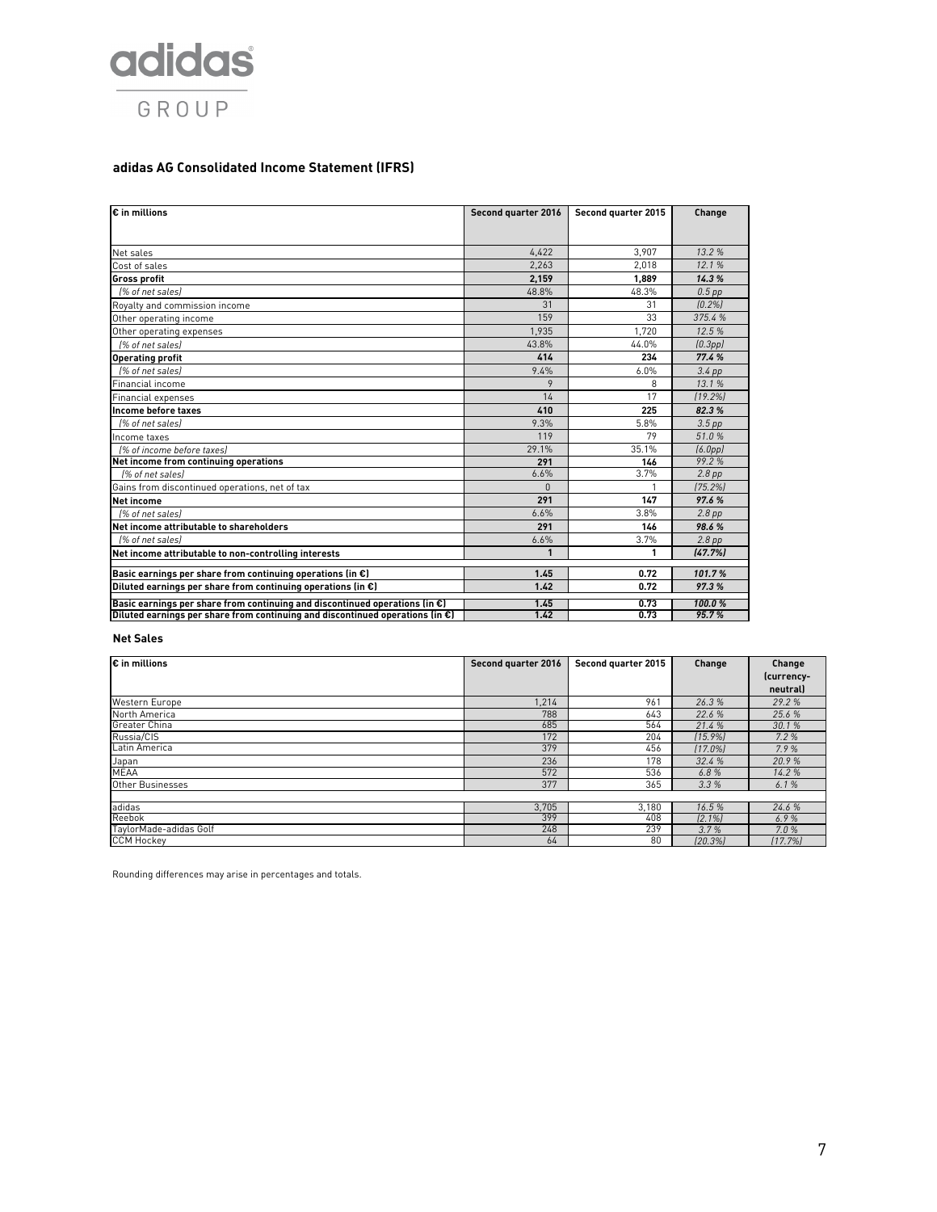adidas GROUP

## adidas AG Consolidated Income Statement (IFRS)

| € in millions | Second quarter 2016 | Second quarter 2015 | Change |
|---|---|---|---|
| Net sales | 4,422 | 3,907 | *13.2 %* |
| Cost of sales | 2,263 | 2,018 | *12.1 %* |
| **Gross profit** | **2,159** | **1,889** | ***14.3 %*** |
| *(% of net sales)* | 48.8% | 48.3% | *0.5 pp* |
| Royalty and commission income | 31 | 31 | *(0.2%)* |
| Other operating income | 159 | 33 | *375.4 %* |
| Other operating expenses | 1,935 | 1,720 | *12.5 %* |
| *(% of net sales)* | 43.8% | 44.0% | *(0.3pp)* |
| **Operating profit** | **414** | **234** | ***77.4 %*** |
| *(% of net sales)* | 9.4% | 6.0% | *3.4 pp* |
| Financial income | 9 | 8 | *13.1 %* |
| Financial expenses | 14 | 17 | *(19.2%)* |
| **Income before taxes** | **410** | **225** | ***82.3 %*** |
| *(% of net sales)* | 9.3% | 5.8% | *3.5 pp* |
| Income taxes | 119 | 79 | *51.0 %* |
| *(% of income before taxes)* | 29.1% | 35.1% | *(6.0pp)* |
| **Net income from continuing operations** | **291** | **146** | *99.2 %* |
| *(% of net sales)* | 6.6% | 3.7% | *2.8 pp* |
| Gains from discontinued operations, net of tax | 0 | 1 | *(75.2%)* |
| **Net income** | **291** | **147** | ***97.6 %*** |
| *(% of net sales)* | 6.6% | 3.8% | *2.8 pp* |
| **Net income attributable to shareholders** | **291** | **146** | ***98.6 %*** |
| *(% of net sales)* | 6.6% | 3.7% | *2.8 pp* |
| **Net income attributable to non-controlling interests** | **1** | **1** | ***(47.7%)*** |
| **Basic earnings per share from continuing operations (in €)** | **1.45** | **0.72** | ***101.7 %*** |
| **Diluted earnings per share from continuing operations (in €)** | **1.42** | **0.72** | ***97.3 %*** |
| **Basic earnings per share from continuing and discontinued operations (in €)** | **1.45** | **0.73** | ***100.0 %*** |
| **Diluted earnings per share from continuing and discontinued operations (in €)** | **1.42** | **0.73** | ***95.7 %*** |

### Net Sales

| € in millions | Second quarter 2016 | Second quarter 2015 | Change | Change (currency-neutral) |
|---|---|---|---|---|
| Western Europe | 1,214 | 961 | *26.3 %* | *29.2 %* |
| North America | 788 | 643 | *22.6 %* | *25.6 %* |
| Greater China | 685 | 564 | *21.4 %* | *30.1 %* |
| Russia/CIS | 172 | 204 | *(15.9%)* | *7.2 %* |
| Latin America | 379 | 456 | *(17.0%)* | *7.9 %* |
| Japan | 236 | 178 | *32.4 %* | *20.9 %* |
| MEAA | 572 | 536 | *6.8 %* | *14.2 %* |
| Other Businesses | 377 | 365 | *3.3 %* | *6.1 %* |
| | | | | |
| adidas | 3,705 | 3,180 | *16.5 %* | *24.6 %* |
| Reebok | 399 | 408 | *(2.1%)* | *6.9 %* |
| TaylorMade-adidas Golf | 248 | 239 | *3.7 %* | *7.0 %* |
| CCM Hockey | 64 | 80 | *(20.3%)* | *(17.7%)* |

Rounding differences may arise in percentages and totals.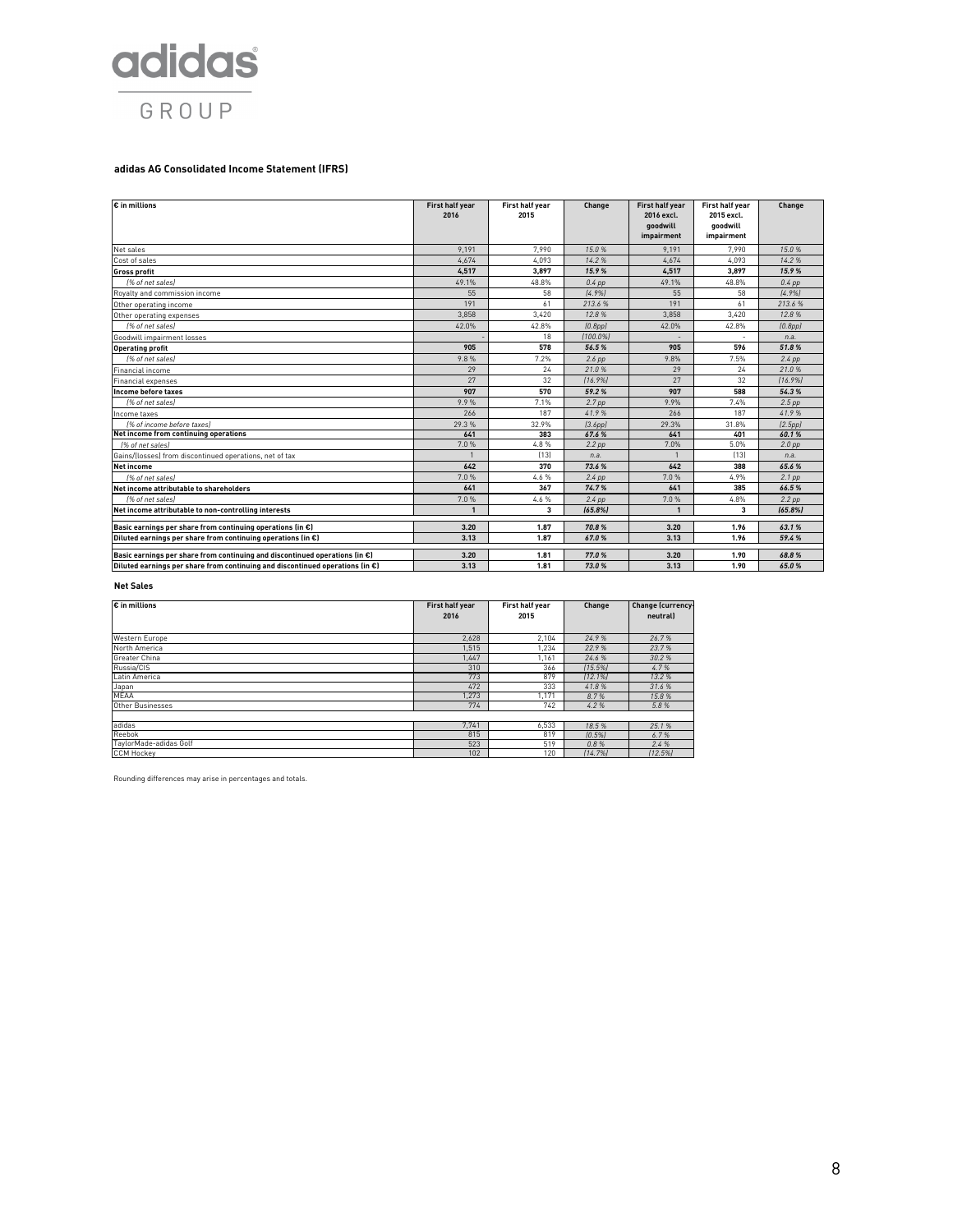adidas GROUP

**adidas AG Consolidated Income Statement (IFRS)**

| € in millions | First half year 2016 | First half year 2015 | Change | First half year 2016 excl. goodwill impairment | First half year 2015 excl. goodwill impairment | Change |
|---|---|---|---|---|---|---|
| Net sales | 9,191 | 7,990 | 15.0 % | 9,191 | 7,990 | 15.0 % |
| Cost of sales | 4,674 | 4,093 | 14.2 % | 4,674 | 4,093 | 14.2 % |
| **Gross profit** | **4,517** | **3,897** | **15.9 %** | **4,517** | **3,897** | **15.9 %** |
| *(% of net sales)* | 49.1% | 48.8% | *0.4 pp* | 49.1% | 48.8% | *0.4 pp* |
| Royalty and commission income | 55 | 58 | *(4.9%)* | 55 | 58 | *(4.9%)* |
| Other operating income | 191 | 61 | 213.6 % | 191 | 61 | 213.6 % |
| Other operating expenses | 3,858 | 3,420 | 12.8 % | 3,858 | 3,420 | 12.8 % |
| *(% of net sales)* | 42.0% | 42.8% | *(0.8pp)* | 42.0% | 42.8% | *(0.8pp)* |
| Goodwill impairment losses | - | 18 | *(100.0%)* | - | - | *n.a.* |
| **Operating profit** | **905** | **578** | **56.5 %** | **905** | **596** | **51.8 %** |
| *(% of net sales)* | 9.8 % | 7.2% | *2.6 pp* | 9.8% | 7.5% | *2.4 pp* |
| Financial income | 29 | 24 | 21.0 % | 29 | 24 | 21.0 % |
| Financial expenses | 27 | 32 | *(16.9%)* | 27 | 32 | *(16.9%)* |
| **Income before taxes** | **907** | **570** | **59.2 %** | **907** | **588** | **54.3 %** |
| *(% of net sales)* | 9.9 % | 7.1% | *2.7 pp* | 9.9% | 7.4% | *2.5 pp* |
| Income taxes | 266 | 187 | 41.9 % | 266 | 187 | 41.9 % |
| *(% of income before taxes)* | 29.3 % | 32.9% | *(3.6pp)* | 29.3% | 31.8% | *(2.5pp)* |
| **Net income from continuing operations** | **641** | **383** | **67.6 %** | **641** | **401** | **60.1 %** |
| *(% of net sales)* | 7.0 % | 4.8 % | *2.2 pp* | 7.0% | 5.0% | *2.0 pp* |
| Gains/(losses) from discontinued operations, net of tax | 1 | (13) | *n.a.* | 1 | (13) | *n.a.* |
| **Net income** | **642** | **370** | **73.6 %** | **642** | **388** | **65.6 %** |
| *(% of net sales)* | 7.0 % | 4.6 % | *2.4 pp* | 7.0 % | 4.9% | *2.1 pp* |
| **Net income attributable to shareholders** | **641** | **367** | **74.7 %** | **641** | **385** | **66.5 %** |
| *(% of net sales)* | 7.0 % | 4.6 % | *2.4 pp* | 7.0 % | 4.8% | *2.2 pp* |
| **Net income attributable to non-controlling interests** | **1** | **3** | **(65.8%)** | **1** | **3** | **(65.8%)** |
| **Basic earnings per share from continuing operations (in €)** | **3.20** | **1.87** | **70.8 %** | **3.20** | **1.96** | **63.1 %** |
| **Diluted earnings per share from continuing operations (in €)** | **3.13** | **1.87** | **67.0 %** | **3.13** | **1.96** | **59.4 %** |
| **Basic earnings per share from continuing and discontinued operations (in €)** | **3.20** | **1.81** | **77.0 %** | **3.20** | **1.90** | **68.8 %** |
| **Diluted earnings per share from continuing and discontinued operations (in €)** | **3.13** | **1.81** | **73.0 %** | **3.13** | **1.90** | **65.0 %** |

**Net Sales**

| € in millions | First half year 2016 | First half year 2015 | Change | Change (currency-neutral) |
|---|---|---|---|---|
| Western Europe | 2,628 | 2,104 | 24.9 % | 26.7 % |
| North America | 1,515 | 1,234 | 22.9 % | 23.7 % |
| Greater China | 1,447 | 1,161 | 24.6 % | 30.2 % |
| Russia/CIS | 310 | 366 | (15.5%) | 4.7 % |
| Latin America | 773 | 879 | (12.1%) | 13.2 % |
| Japan | 472 | 333 | 41.8 % | 31.6 % |
| MEAA | 1,273 | 1,171 | 8.7 % | 15.8 % |
| Other Businesses | 774 | 742 | 4.2 % | 5.8 % |
| | | | | |
| adidas | 7,741 | 6,533 | 18.5 % | 25.1 % |
| Reebok | 815 | 819 | (0.5%) | 6.7 % |
| TaylorMade-adidas Golf | 523 | 519 | 0.8 % | 2.4 % |
| CCM Hockey | 102 | 120 | (14.7%) | (12.5%) |

Rounding differences may arise in percentages and totals.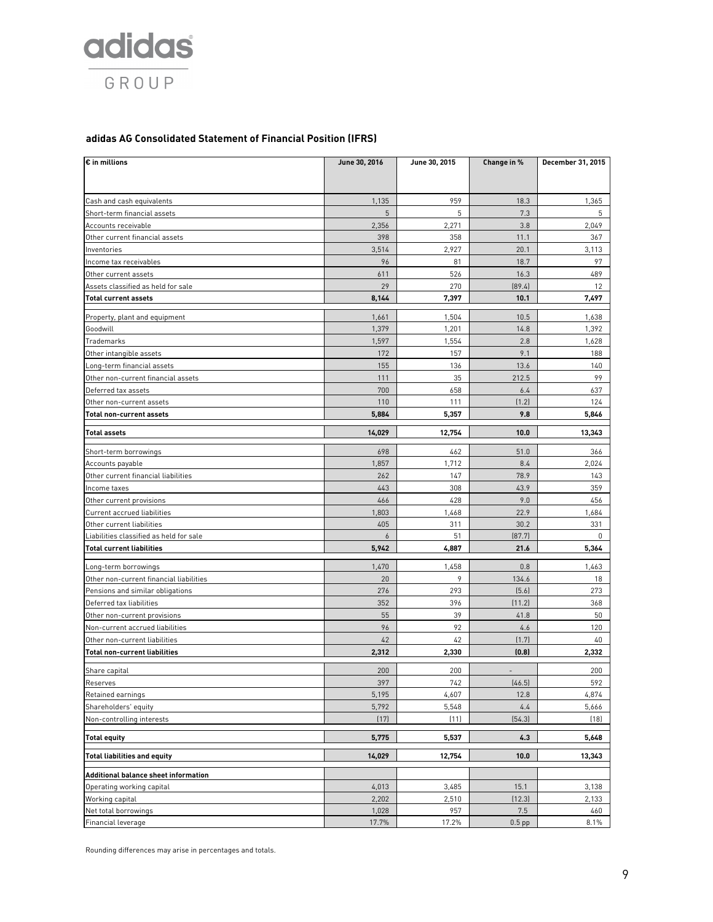## adidas AG Consolidated Statement of Financial Position (IFRS)

| € in millions | June 30, 2016 | June 30, 2015 | Change in % | December 31, 2015 |
|---|---|---|---|---|
| Cash and cash equivalents | 1,135 | 959 | 18.3 | 1,365 |
| Short-term financial assets | 5 | 5 | 7.3 | 5 |
| Accounts receivable | 2,356 | 2,271 | 3.8 | 2,049 |
| Other current financial assets | 398 | 358 | 11.1 | 367 |
| Inventories | 3,514 | 2,927 | 20.1 | 3,113 |
| Income tax receivables | 96 | 81 | 18.7 | 97 |
| Other current assets | 611 | 526 | 16.3 | 489 |
| Assets classified as held for sale | 29 | 270 | (89.4) | 12 |
| **Total current assets** | **8,144** | **7,397** | **10.1** | **7,497** |
| Property, plant and equipment | 1,661 | 1,504 | 10.5 | 1,638 |
| Goodwill | 1,379 | 1,201 | 14.8 | 1,392 |
| Trademarks | 1,597 | 1,554 | 2.8 | 1,628 |
| Other intangible assets | 172 | 157 | 9.1 | 188 |
| Long-term financial assets | 155 | 136 | 13.6 | 140 |
| Other non-current financial assets | 111 | 35 | 212.5 | 99 |
| Deferred tax assets | 700 | 658 | 6.4 | 637 |
| Other non-current assets | 110 | 111 | (1.2) | 124 |
| **Total non-current assets** | **5,884** | **5,357** | **9.8** | **5,846** |
| **Total assets** | **14,029** | **12,754** | **10.0** | **13,343** |
| Short-term borrowings | 698 | 462 | 51.0 | 366 |
| Accounts payable | 1,857 | 1,712 | 8.4 | 2,024 |
| Other current financial liabilities | 262 | 147 | 78.9 | 143 |
| Income taxes | 443 | 308 | 43.9 | 359 |
| Other current provisions | 466 | 428 | 9.0 | 456 |
| Current accrued liabilities | 1,803 | 1,468 | 22.9 | 1,684 |
| Other current liabilities | 405 | 311 | 30.2 | 331 |
| Liabilities classified as held for sale | 6 | 51 | (87.7) | 0 |
| **Total current liabilities** | **5,942** | **4,887** | **21.6** | **5,364** |
| Long-term borrowings | 1,470 | 1,458 | 0.8 | 1,463 |
| Other non-current financial liabilities | 20 | 9 | 134.6 | 18 |
| Pensions and similar obligations | 276 | 293 | (5.6) | 273 |
| Deferred tax liabilities | 352 | 396 | (11.2) | 368 |
| Other non-current provisions | 55 | 39 | 41.8 | 50 |
| Non-current accrued liabilities | 96 | 92 | 4.6 | 120 |
| Other non-current liabilities | 42 | 42 | (1.7) | 40 |
| **Total non-current liabilities** | **2,312** | **2,330** | **(0.8)** | **2,332** |
| Share capital | 200 | 200 | - | 200 |
| Reserves | 397 | 742 | (46.5) | 592 |
| Retained earnings | 5,195 | 4,607 | 12.8 | 4,874 |
| Shareholders' equity | 5,792 | 5,548 | 4.4 | 5,666 |
| Non-controlling interests | (17) | (11) | (54.3) | (18) |
| **Total equity** | **5,775** | **5,537** | **4.3** | **5,648** |
| **Total liabilities and equity** | **14,029** | **12,754** | **10.0** | **13,343** |
| **Additional balance sheet information** | | | | |
| Operating working capital | 4,013 | 3,485 | 15.1 | 3,138 |
| Working capital | 2,202 | 2,510 | (12.3) | 2,133 |
| Net total borrowings | 1,028 | 957 | 7.5 | 460 |
| Financial leverage | 17.7% | 17.2% | 0.5 pp | 8.1% |

Rounding differences may arise in percentages and totals.